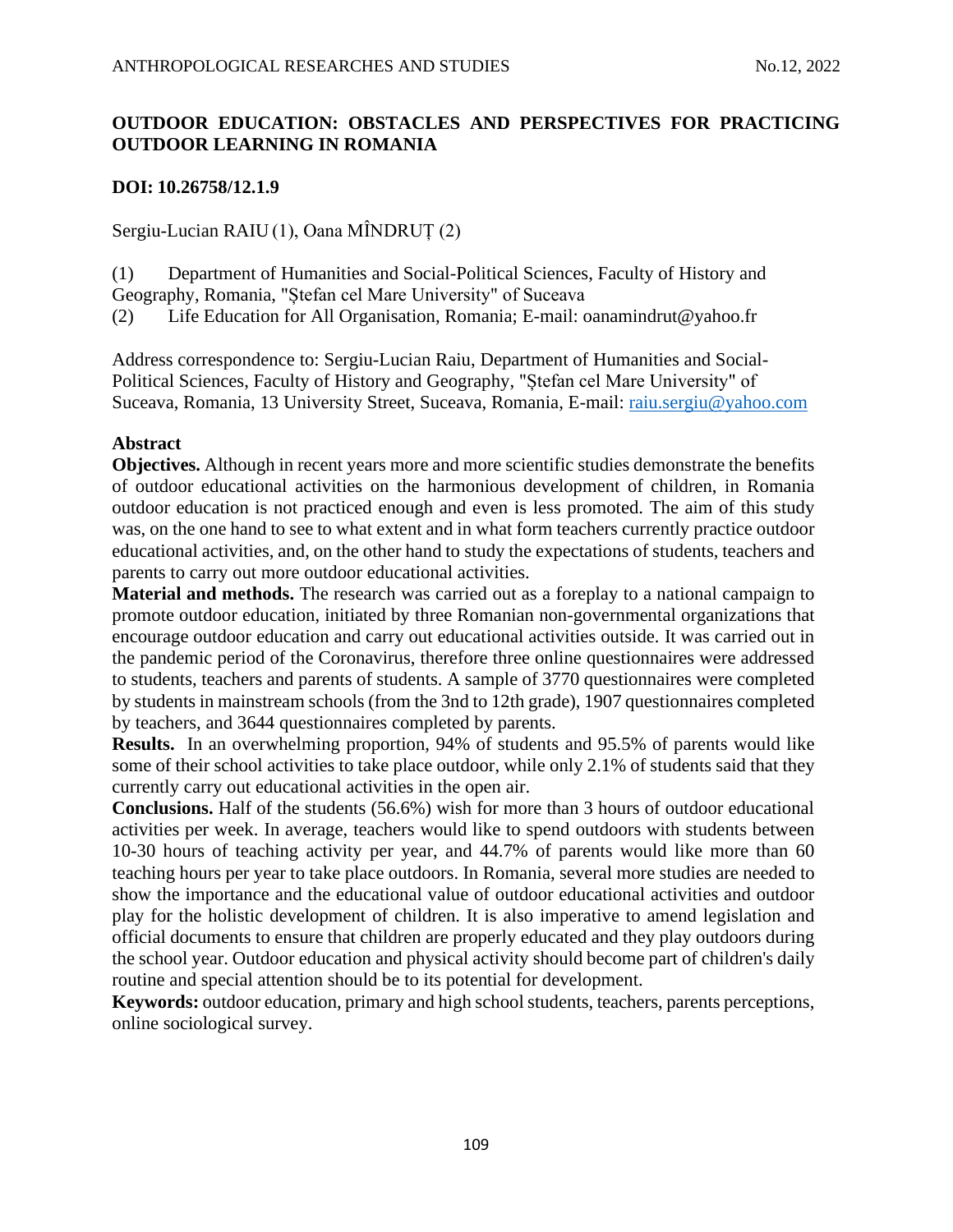# OUTDOOR EDUCATION: OBSTACLES AND PERSPECTIVES FOR PRACTICING OUTDOOR LEARNING IN ROMANIA

**DOI: 10.26758/12.1.9**

Sergiu-Lucian RAIU (1), Oana MÎNDRUȚ (2)

(1) Department of Humanities and Social-Political Sciences, Faculty of History and Geography, Romania, "Ștefan cel Mare University" of Suceava

(2) Life Education for All Organisation, Romania; E-mail: oanamindrut@yahoo.fr

Address correspondence to: Sergiu-Lucian Raiu, Department of Humanities and Social-Political Sciences, Faculty of History and Geography, "Ștefan cel Mare University" of Suceava, Romania, 13 University Street, Suceava, Romania, E-mail: raiu.sergiu@yahoo.com

## Abstract

**Objectives.** Although in recent years more and more scientific studies demonstrate the benefits of outdoor educational activities on the harmonious development of children, in Romania outdoor education is not practiced enough and even is less promoted. The aim of this study was, on the one hand to see to what extent and in what form teachers currently practice outdoor educational activities, and, on the other hand to study the expectations of students, teachers and parents to carry out more outdoor educational activities.

**Material and methods.** The research was carried out as a foreplay to a national campaign to promote outdoor education, initiated by three Romanian non-governmental organizations that encourage outdoor education and carry out educational activities outside. It was carried out in the pandemic period of the Coronavirus, therefore three online questionnaires were addressed to students, teachers and parents of students. A sample of 3770 questionnaires were completed by students in mainstream schools (from the 3nd to 12th grade), 1907 questionnaires completed by teachers, and 3644 questionnaires completed by parents.

**Results.** In an overwhelming proportion, 94% of students and 95.5% of parents would like some of their school activities to take place outdoor, while only 2.1% of students said that they currently carry out educational activities in the open air.

**Conclusions.** Half of the students (56.6%) wish for more than 3 hours of outdoor educational activities per week. In average, teachers would like to spend outdoors with students between 10-30 hours of teaching activity per year, and 44.7% of parents would like more than 60 teaching hours per year to take place outdoors. In Romania, several more studies are needed to show the importance and the educational value of outdoor educational activities and outdoor play for the holistic development of children. It is also imperative to amend legislation and official documents to ensure that children are properly educated and they play outdoors during the school year. Outdoor education and physical activity should become part of children's daily routine and special attention should be to its potential for development.

**Keywords:** outdoor education, primary and high school students, teachers, parents perceptions, online sociological survey.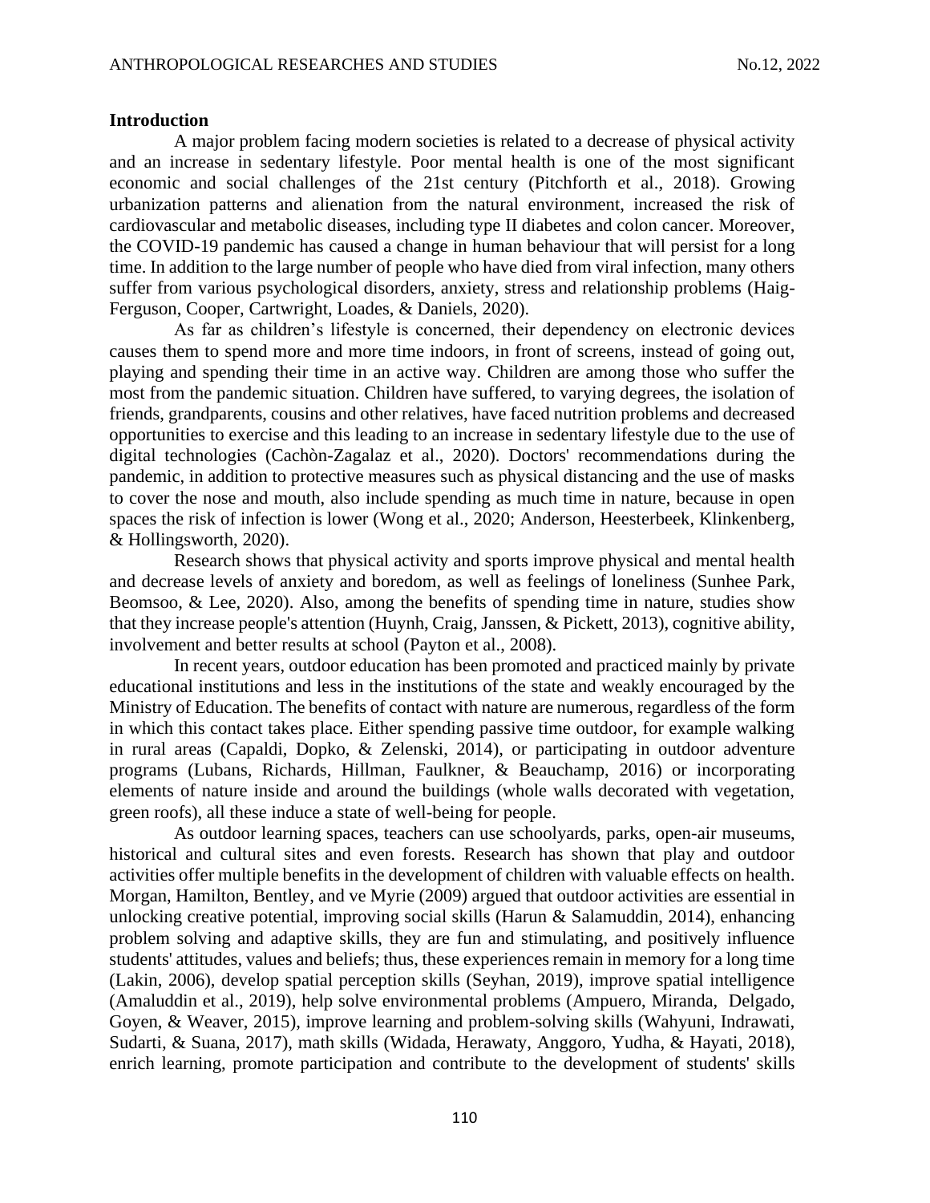## Introduction

A major problem facing modern societies is related to a decrease of physical activity and an increase in sedentary lifestyle. Poor mental health is one of the most significant economic and social challenges of the 21st century (Pitchforth et al., 2018). Growing urbanization patterns and alienation from the natural environment, increased the risk of cardiovascular and metabolic diseases, including type II diabetes and colon cancer. Moreover, the COVID-19 pandemic has caused a change in human behaviour that will persist for a long time. In addition to the large number of people who have died from viral infection, many others suffer from various psychological disorders, anxiety, stress and relationship problems (Haig-Ferguson, Cooper, Cartwright, Loades, & Daniels, 2020).

As far as children's lifestyle is concerned, their dependency on electronic devices causes them to spend more and more time indoors, in front of screens, instead of going out, playing and spending their time in an active way. Children are among those who suffer the most from the pandemic situation. Children have suffered, to varying degrees, the isolation of friends, grandparents, cousins and other relatives, have faced nutrition problems and decreased opportunities to exercise and this leading to an increase in sedentary lifestyle due to the use of digital technologies (Cachòn-Zagalaz et al., 2020). Doctors' recommendations during the pandemic, in addition to protective measures such as physical distancing and the use of masks to cover the nose and mouth, also include spending as much time in nature, because in open spaces the risk of infection is lower (Wong et al., 2020; Anderson, Heesterbeek, Klinkenberg, & Hollingsworth, 2020).

Research shows that physical activity and sports improve physical and mental health and decrease levels of anxiety and boredom, as well as feelings of loneliness (Sunhee Park, Beomsoo, & Lee, 2020). Also, among the benefits of spending time in nature, studies show that they increase people's attention (Huynh, Craig, Janssen, & Pickett, 2013), cognitive ability, involvement and better results at school (Payton et al., 2008).

In recent years, outdoor education has been promoted and practiced mainly by private educational institutions and less in the institutions of the state and weakly encouraged by the Ministry of Education. The benefits of contact with nature are numerous, regardless of the form in which this contact takes place. Either spending passive time outdoor, for example walking in rural areas (Capaldi, Dopko, & Zelenski, 2014), or participating in outdoor adventure programs (Lubans, Richards, Hillman, Faulkner, & Beauchamp, 2016) or incorporating elements of nature inside and around the buildings (whole walls decorated with vegetation, green roofs), all these induce a state of well-being for people.

As outdoor learning spaces, teachers can use schoolyards, parks, open-air museums, historical and cultural sites and even forests. Research has shown that play and outdoor activities offer multiple benefits in the development of children with valuable effects on health. Morgan, Hamilton, Bentley, and ve Myrie (2009) argued that outdoor activities are essential in unlocking creative potential, improving social skills (Harun & Salamuddin, 2014), enhancing problem solving and adaptive skills, they are fun and stimulating, and positively influence students' attitudes, values and beliefs; thus, these experiences remain in memory for a long time (Lakin, 2006), develop spatial perception skills (Seyhan, 2019), improve spatial intelligence (Amaluddin et al., 2019), help solve environmental problems (Ampuero, Miranda, Delgado, Goyen, & Weaver, 2015), improve learning and problem-solving skills (Wahyuni, Indrawati, Sudarti, & Suana, 2017), math skills (Widada, Herawaty, Anggoro, Yudha, & Hayati, 2018), enrich learning, promote participation and contribute to the development of students' skills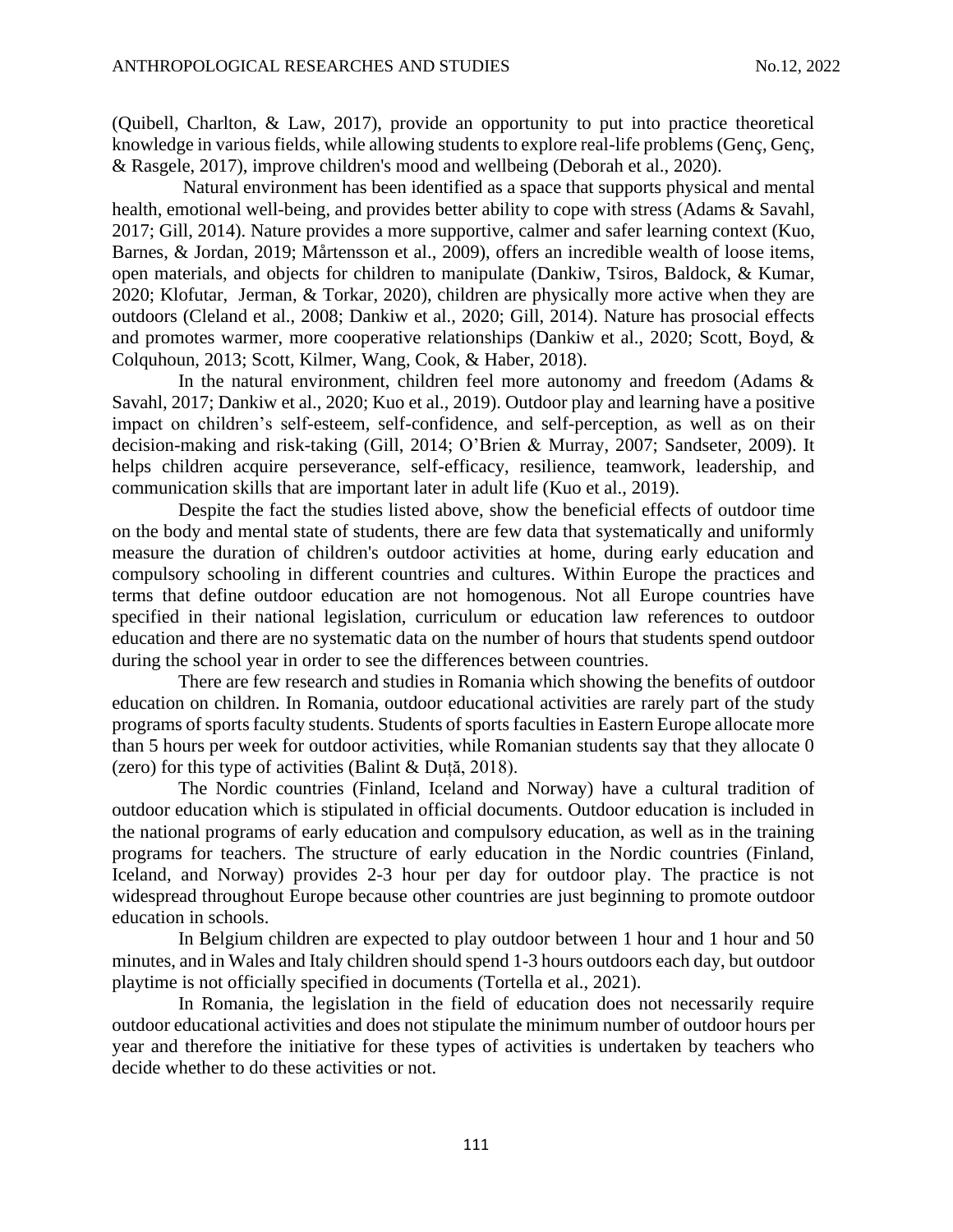(Quibell, Charlton, & Law, 2017), provide an opportunity to put into practice theoretical knowledge in various fields, while allowing students to explore real-life problems (Genç, Genç, & Rasgele, 2017), improve children's mood and wellbeing (Deborah et al., 2020).

Natural environment has been identified as a space that supports physical and mental health, emotional well-being, and provides better ability to cope with stress (Adams & Savahl, 2017; Gill, 2014). Nature provides a more supportive, calmer and safer learning context (Kuo, Barnes, & Jordan, 2019; Mårtensson et al., 2009), offers an incredible wealth of loose items, open materials, and objects for children to manipulate (Dankiw, Tsiros, Baldock, & Kumar, 2020; Klofutar, Jerman, & Torkar, 2020), children are physically more active when they are outdoors (Cleland et al., 2008; Dankiw et al., 2020; Gill, 2014). Nature has prosocial effects and promotes warmer, more cooperative relationships (Dankiw et al., 2020; Scott, Boyd, & Colquhoun, 2013; Scott, Kilmer, Wang, Cook, & Haber, 2018).

In the natural environment, children feel more autonomy and freedom (Adams & Savahl, 2017; Dankiw et al., 2020; Kuo et al., 2019). Outdoor play and learning have a positive impact on children's self-esteem, self-confidence, and self-perception, as well as on their decision-making and risk-taking (Gill, 2014; O'Brien & Murray, 2007; Sandseter, 2009). It helps children acquire perseverance, self-efficacy, resilience, teamwork, leadership, and communication skills that are important later in adult life (Kuo et al., 2019).

Despite the fact the studies listed above, show the beneficial effects of outdoor time on the body and mental state of students, there are few data that systematically and uniformly measure the duration of children's outdoor activities at home, during early education and compulsory schooling in different countries and cultures. Within Europe the practices and terms that define outdoor education are not homogenous. Not all Europe countries have specified in their national legislation, curriculum or education law references to outdoor education and there are no systematic data on the number of hours that students spend outdoor during the school year in order to see the differences between countries.

There are few research and studies in Romania which showing the benefits of outdoor education on children. In Romania, outdoor educational activities are rarely part of the study programs of sports faculty students. Students of sports faculties in Eastern Europe allocate more than 5 hours per week for outdoor activities, while Romanian students say that they allocate 0 (zero) for this type of activities (Balint & Duță, 2018).

The Nordic countries (Finland, Iceland and Norway) have a cultural tradition of outdoor education which is stipulated in official documents. Outdoor education is included in the national programs of early education and compulsory education, as well as in the training programs for teachers. The structure of early education in the Nordic countries (Finland, Iceland, and Norway) provides 2-3 hour per day for outdoor play. The practice is not widespread throughout Europe because other countries are just beginning to promote outdoor education in schools.

In Belgium children are expected to play outdoor between 1 hour and 1 hour and 50 minutes, and in Wales and Italy children should spend 1-3 hours outdoors each day, but outdoor playtime is not officially specified in documents (Tortella et al., 2021).

In Romania, the legislation in the field of education does not necessarily require outdoor educational activities and does not stipulate the minimum number of outdoor hours per year and therefore the initiative for these types of activities is undertaken by teachers who decide whether to do these activities or not.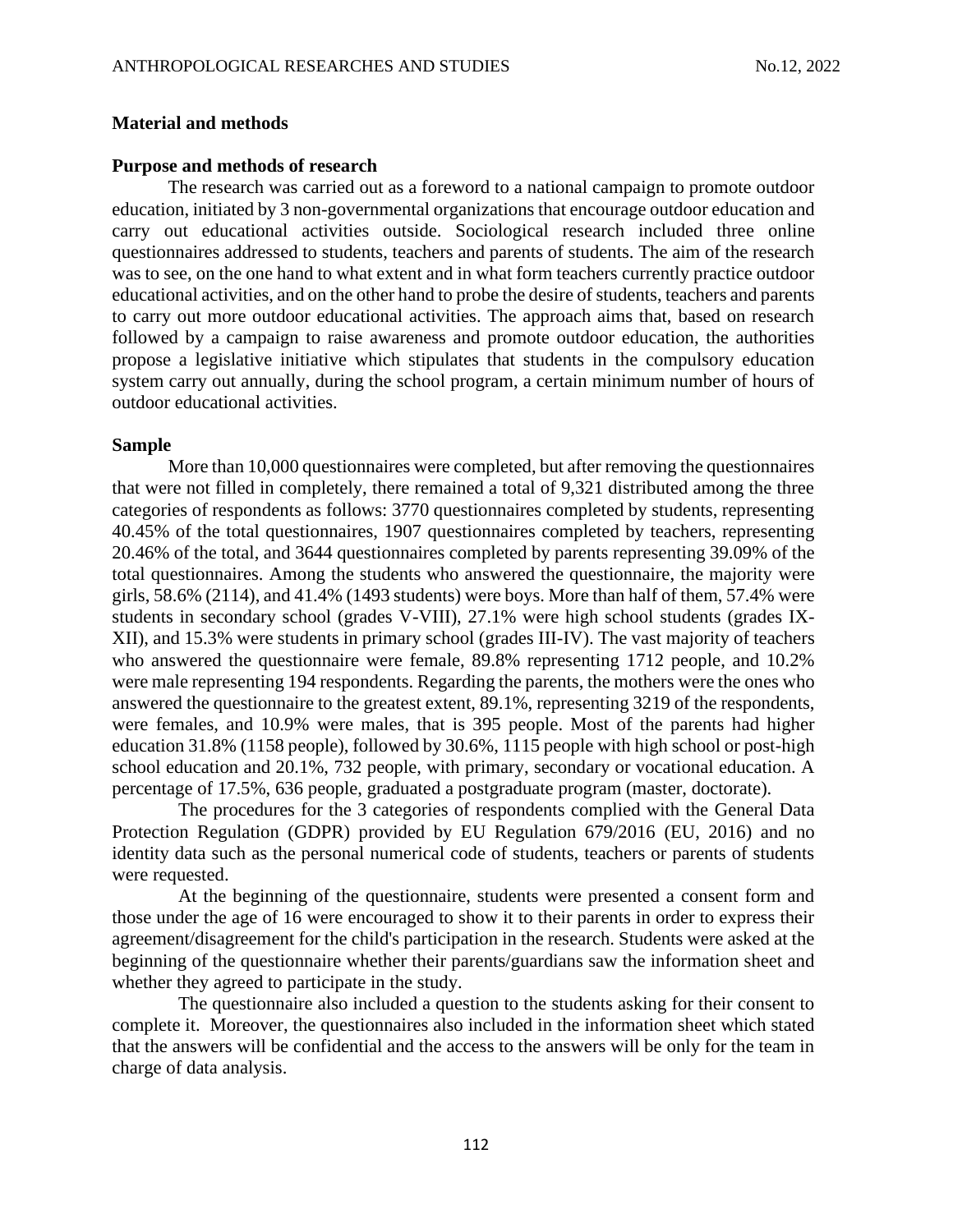## Material and methods

### Purpose and methods of research

The research was carried out as a foreword to a national campaign to promote outdoor education, initiated by 3 non-governmental organizations that encourage outdoor education and carry out educational activities outside. Sociological research included three online questionnaires addressed to students, teachers and parents of students. The aim of the research was to see, on the one hand to what extent and in what form teachers currently practice outdoor educational activities, and on the other hand to probe the desire of students, teachers and parents to carry out more outdoor educational activities. The approach aims that, based on research followed by a campaign to raise awareness and promote outdoor education, the authorities propose a legislative initiative which stipulates that students in the compulsory education system carry out annually, during the school program, a certain minimum number of hours of outdoor educational activities.

### Sample

More than 10,000 questionnaires were completed, but after removing the questionnaires that were not filled in completely, there remained a total of 9,321 distributed among the three categories of respondents as follows: 3770 questionnaires completed by students, representing 40.45% of the total questionnaires, 1907 questionnaires completed by teachers, representing 20.46% of the total, and 3644 questionnaires completed by parents representing 39.09% of the total questionnaires. Among the students who answered the questionnaire, the majority were girls, 58.6% (2114), and 41.4% (1493 students) were boys. More than half of them, 57.4% were students in secondary school (grades V-VIII), 27.1% were high school students (grades IX-XII), and 15.3% were students in primary school (grades III-IV). The vast majority of teachers who answered the questionnaire were female, 89.8% representing 1712 people, and 10.2% were male representing 194 respondents. Regarding the parents, the mothers were the ones who answered the questionnaire to the greatest extent, 89.1%, representing 3219 of the respondents, were females, and 10.9% were males, that is 395 people. Most of the parents had higher education 31.8% (1158 people), followed by 30.6%, 1115 people with high school or post-high school education and 20.1%, 732 people, with primary, secondary or vocational education. A percentage of 17.5%, 636 people, graduated a postgraduate program (master, doctorate).

The procedures for the 3 categories of respondents complied with the General Data Protection Regulation (GDPR) provided by EU Regulation 679/2016 (EU, 2016) and no identity data such as the personal numerical code of students, teachers or parents of students were requested.

At the beginning of the questionnaire, students were presented a consent form and those under the age of 16 were encouraged to show it to their parents in order to express their agreement/disagreement for the child's participation in the research. Students were asked at the beginning of the questionnaire whether their parents/guardians saw the information sheet and whether they agreed to participate in the study.

The questionnaire also included a question to the students asking for their consent to complete it. Moreover, the questionnaires also included in the information sheet which stated that the answers will be confidential and the access to the answers will be only for the team in charge of data analysis.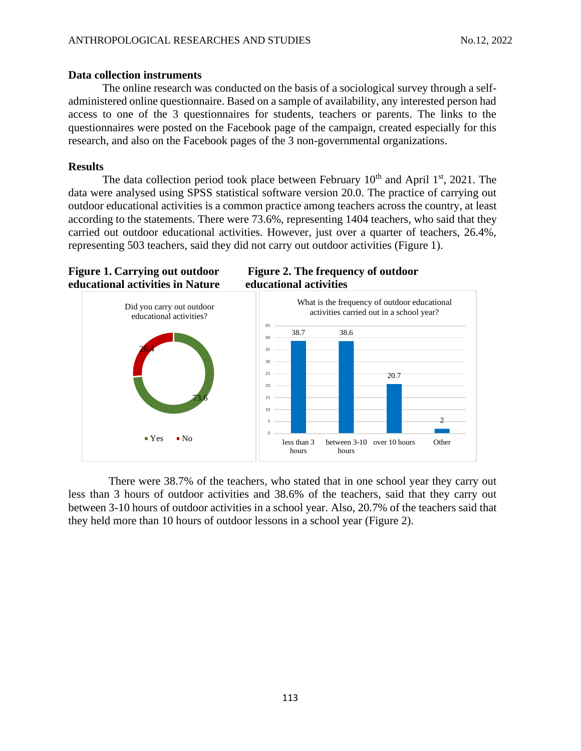## Data collection instruments

The online research was conducted on the basis of a sociological survey through a self-administered online questionnaire. Based on a sample of availability, any interested person had access to one of the 3 questionnaires for students, teachers or parents. The links to the questionnaires were posted on the Facebook page of the campaign, created especially for this research, and also on the Facebook pages of the 3 non-governmental organizations.

## Results

The data collection period took place between February 10th and April 1st, 2021. The data were analysed using SPSS statistical software version 20.0. The practice of carrying out outdoor educational activities is a common practice among teachers across the country, at least according to the statements. There were 73.6%, representing 1404 teachers, who said that they carried out outdoor educational activities. However, just over a quarter of teachers, 26.4%, representing 503 teachers, said they did not carry out outdoor activities (Figure 1).

**Figure 1. Carrying out outdoor educational activities in Nature**

Did you carry out outdoor educational activities?

26.4

73.6

Yes No

**Figure 2. The frequency of outdoor educational activities**

What is the frequency of outdoor educational activities carried out in a school year?

45
40
35
30
25
20
15
10
5
0

38.7 38.6 20.7 2

less than 3 hours, between 3-10 hours, over 10 hours, Other

There were 38.7% of the teachers, who stated that in one school year they carry out less than 3 hours of outdoor activities and 38.6% of the teachers, said that they carry out between 3-10 hours of outdoor activities in a school year. Also, 20.7% of the teachers said that they held more than 10 hours of outdoor lessons in a school year (Figure 2).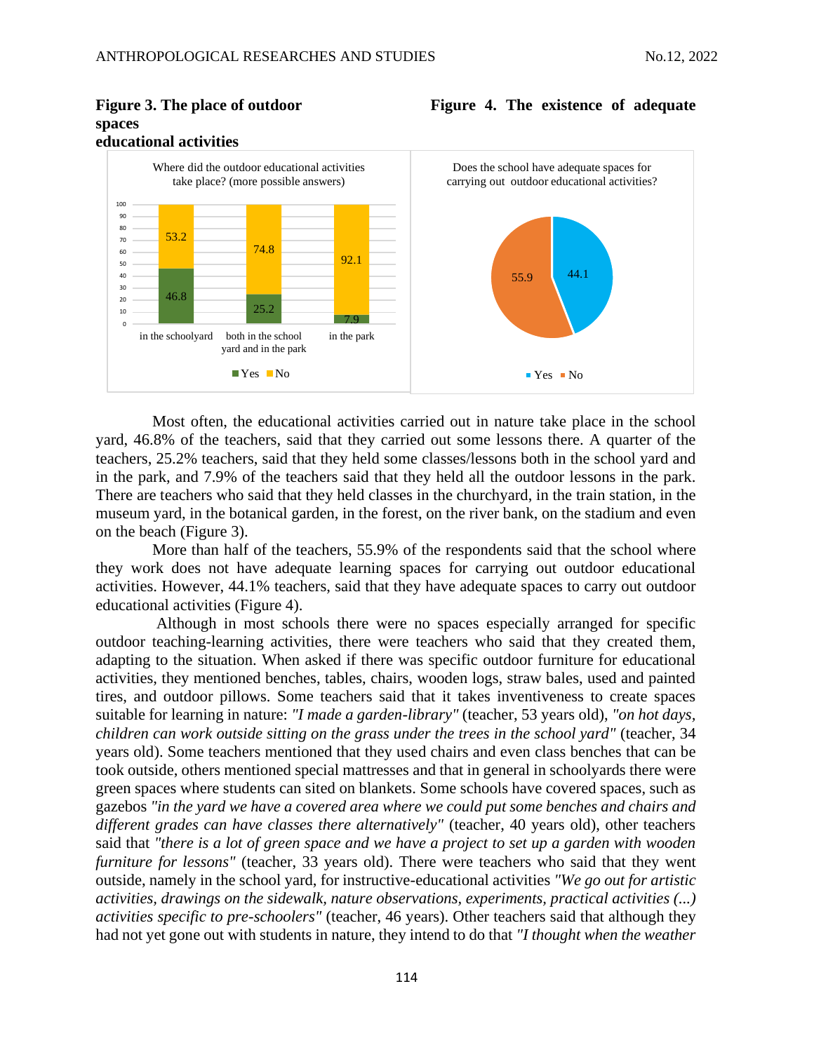**Figure 3. The place of outdoor spaces educational activities**

Where did the outdoor educational activities take place? (more possible answers)

100
90
80
70
60
50
40
30
20
10
0

53.2
46.8
in the schoolyard

74.8
25.2
both in the school yard and in the park

92.1
7.9
in the park

Yes No

**Figure 4. The existence of adequate**

Does the school have adequate spaces for carrying out outdoor educational activities?

55.9
44.1

Yes No

Most often, the educational activities carried out in nature take place in the school yard, 46.8% of the teachers, said that they carried out some lessons there. A quarter of the teachers, 25.2% teachers, said that they held some classes/lessons both in the school yard and in the park, and 7.9% of the teachers said that they held all the outdoor lessons in the park. There are teachers who said that they held classes in the churchyard, in the train station, in the museum yard, in the botanical garden, in the forest, on the river bank, on the stadium and even on the beach (Figure 3).

More than half of the teachers, 55.9% of the respondents said that the school where they work does not have adequate learning spaces for carrying out outdoor educational activities. However, 44.1% teachers, said that they have adequate spaces to carry out outdoor educational activities (Figure 4).

Although in most schools there were no spaces especially arranged for specific outdoor teaching-learning activities, there were teachers who said that they created them, adapting to the situation. When asked if there was specific outdoor furniture for educational activities, they mentioned benches, tables, chairs, wooden logs, straw bales, used and painted tires, and outdoor pillows. Some teachers said that it takes inventiveness to create spaces suitable for learning in nature: *"I made a garden-library"* (teacher, 53 years old), *"on hot days, children can work outside sitting on the grass under the trees in the school yard"* (teacher, 34 years old). Some teachers mentioned that they used chairs and even class benches that can be took outside, others mentioned special mattresses and that in general in schoolyards there were green spaces where students can sited on blankets. Some schools have covered spaces, such as gazebos *"in the yard we have a covered area where we could put some benches and chairs and different grades can have classes there alternatively"* (teacher, 40 years old), other teachers said that *"there is a lot of green space and we have a project to set up a garden with wooden furniture for lessons"* (teacher, 33 years old). There were teachers who said that they went outside, namely in the school yard, for instructive-educational activities *"We go out for artistic activities, drawings on the sidewalk, nature observations, experiments, practical activities (...) activities specific to pre-schoolers"* (teacher, 46 years). Other teachers said that although they had not yet gone out with students in nature, they intend to do that *"I thought when the weather*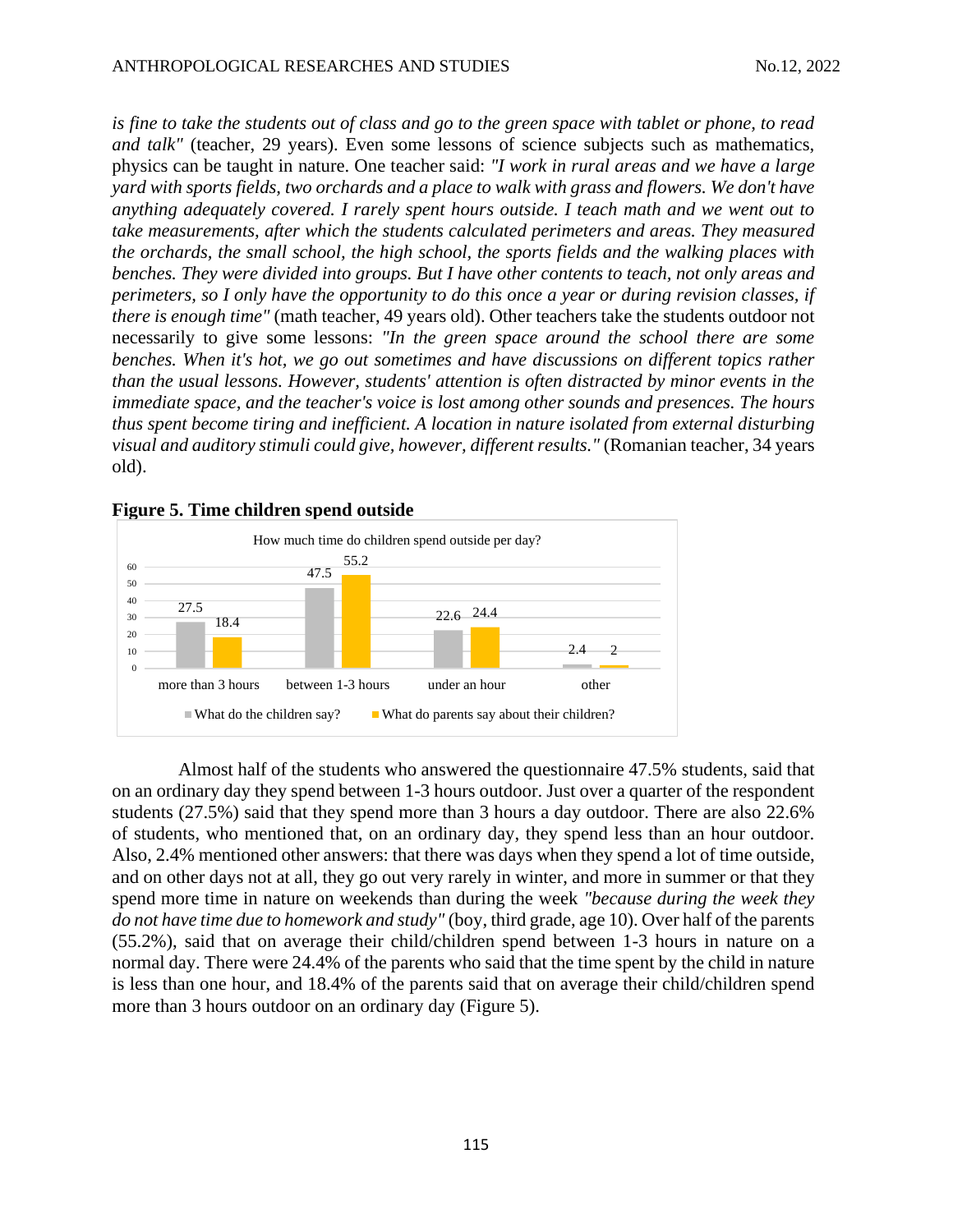*is fine to take the students out of class and go to the green space with tablet or phone, to read and talk"* (teacher, 29 years). Even some lessons of science subjects such as mathematics, physics can be taught in nature. One teacher said: *"I work in rural areas and we have a large yard with sports fields, two orchards and a place to walk with grass and flowers. We don't have anything adequately covered. I rarely spent hours outside. I teach math and we went out to take measurements, after which the students calculated perimeters and areas. They measured the orchards, the small school, the high school, the sports fields and the walking places with benches. They were divided into groups. But I have other contents to teach, not only areas and perimeters, so I only have the opportunity to do this once a year or during revision classes, if there is enough time"* (math teacher, 49 years old). Other teachers take the students outdoor not necessarily to give some lessons: *"In the green space around the school there are some benches. When it's hot, we go out sometimes and have discussions on different topics rather than the usual lessons. However, students' attention is often distracted by minor events in the immediate space, and the teacher's voice is lost among other sounds and presences. The hours thus spent become tiring and inefficient. A location in nature isolated from external disturbing visual and auditory stimuli could give, however, different results."* (Romanian teacher, 34 years old).

**Figure 5. Time children spend outside**

How much time do children spend outside per day?

0 10 20 30 40 50 60

more than 3 hours: 27.5, 18.4
between 1-3 hours: 47.5, 55.2
under an hour: 22.6, 24.4
other: 2.4, 2

What do the children say?
What do parents say about their children?

Almost half of the students who answered the questionnaire 47.5% students, said that on an ordinary day they spend between 1-3 hours outdoor. Just over a quarter of the respondent students (27.5%) said that they spend more than 3 hours a day outdoor. There are also 22.6% of students, who mentioned that, on an ordinary day, they spend less than an hour outdoor. Also, 2.4% mentioned other answers: that there was days when they spend a lot of time outside, and on other days not at all, they go out very rarely in winter, and more in summer or that they spend more time in nature on weekends than during the week *"because during the week they do not have time due to homework and study"* (boy, third grade, age 10). Over half of the parents (55.2%), said that on average their child/children spend between 1-3 hours in nature on a normal day. There were 24.4% of the parents who said that the time spent by the child in nature is less than one hour, and 18.4% of the parents said that on average their child/children spend more than 3 hours outdoor on an ordinary day (Figure 5).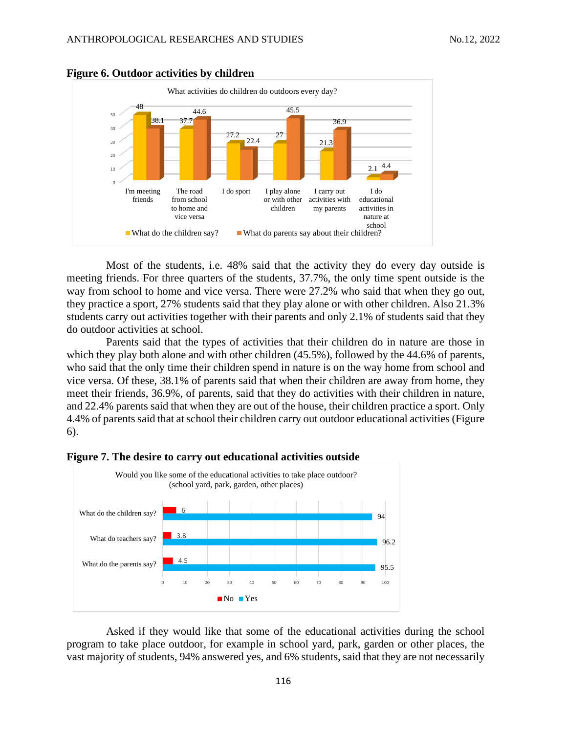**Figure 6. Outdoor activities by children**

What activities do children do outdoors every day?

| Activity | What do the children say? | What do parents say about their children? |
|---|---|---|
| I'm meeting friends | 48 | 38.1 |
| The road from school to home and vice versa | 37.7 | 44.6 |
| I do sport | 27.2 | 22.4 |
| I play alone or with other children | 27 | 45.5 |
| I carry out activities with my parents | 21.3 | 36.9 |
| I do educational activities in nature at school | 2.1 | 4.4 |

Most of the students, i.e. 48% said that the activity they do every day outside is meeting friends. For three quarters of the students, 37.7%, the only time spent outside is the way from school to home and vice versa. There were 27.2% who said that when they go out, they practice a sport, 27% students said that they play alone or with other children. Also 21.3% students carry out activities together with their parents and only 2.1% of students said that they do outdoor activities at school.

Parents said that the types of activities that their children do in nature are those in which they play both alone and with other children (45.5%), followed by the 44.6% of parents, who said that the only time their children spend in nature is on the way home from school and vice versa. Of these, 38.1% of parents said that when their children are away from home, they meet their friends, 36.9%, of parents, said that they do activities with their children in nature, and 22.4% parents said that when they are out of the house, their children practice a sport. Only 4.4% of parents said that at school their children carry out outdoor educational activities (Figure 6).

**Figure 7. The desire to carry out educational activities outside**

Would you like some of the educational activities to take place outdoor? (school yard, park, garden, other places)

| | No | Yes |
|---|---|---|
| What do the children say? | 6 | 94 |
| What do teachers say? | 3.8 | 96.2 |
| What do the parents say? | 4.5 | 95.5 |

Asked if they would like that some of the educational activities during the school program to take place outdoor, for example in school yard, park, garden or other places, the vast majority of students, 94% answered yes, and 6% students, said that they are not necessarily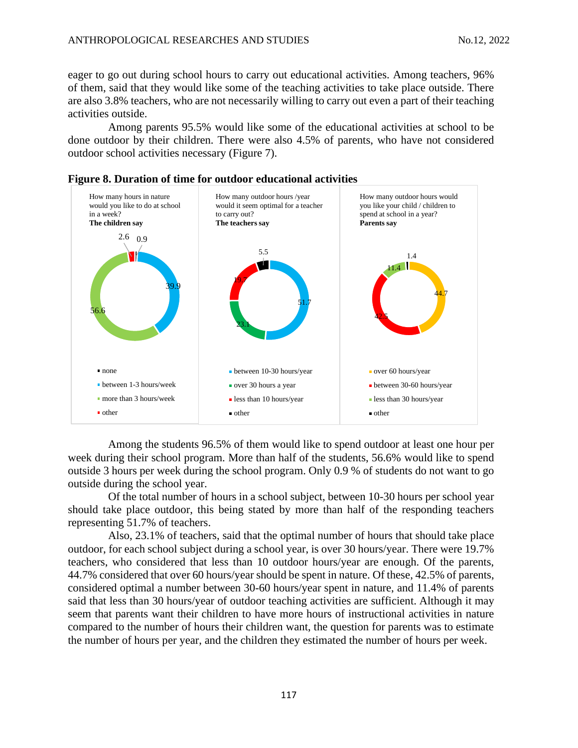eager to go out during school hours to carry out educational activities. Among teachers, 96% of them, said that they would like some of the teaching activities to take place outside. There are also 3.8% teachers, who are not necessarily willing to carry out even a part of their teaching activities outside.

Among parents 95.5% would like some of the educational activities at school to be done outdoor by their children. There were also 4.5% of parents, who have not considered outdoor school activities necessary (Figure 7).

**Figure 8. Duration of time for outdoor educational activities**

How many hours in nature would you like to do at school in a week?
**The children say**

2.6
0.9
39.9
56.6

- none
- between 1-3 hours/week
- more than 3 hours/week
- other

How many outdoor hours /year would it seem optimal for a teacher to carry out?
**The teachers say**

5.5
19.7
51.7
23.1

- between 10-30 hours/year
- over 30 hours a year
- less than 10 hours/year
- other

How many outdoor hours would you like your child / children to spend at school in a year?
**Parents say**

1.4
11.4
44.7
42.5

- over 60 hours/year
- between 30-60 hours/year
- less than 30 hours/year
- other

Among the students 96.5% of them would like to spend outdoor at least one hour per week during their school program. More than half of the students, 56.6% would like to spend outside 3 hours per week during the school program. Only 0.9 % of students do not want to go outside during the school year.

Of the total number of hours in a school subject, between 10-30 hours per school year should take place outdoor, this being stated by more than half of the responding teachers representing 51.7% of teachers.

Also, 23.1% of teachers, said that the optimal number of hours that should take place outdoor, for each school subject during a school year, is over 30 hours/year. There were 19.7% teachers, who considered that less than 10 outdoor hours/year are enough. Of the parents, 44.7% considered that over 60 hours/year should be spent in nature. Of these, 42.5% of parents, considered optimal a number between 30-60 hours/year spent in nature, and 11.4% of parents said that less than 30 hours/year of outdoor teaching activities are sufficient. Although it may seem that parents want their children to have more hours of instructional activities in nature compared to the number of hours their children want, the question for parents was to estimate the number of hours per year, and the children they estimated the number of hours per week.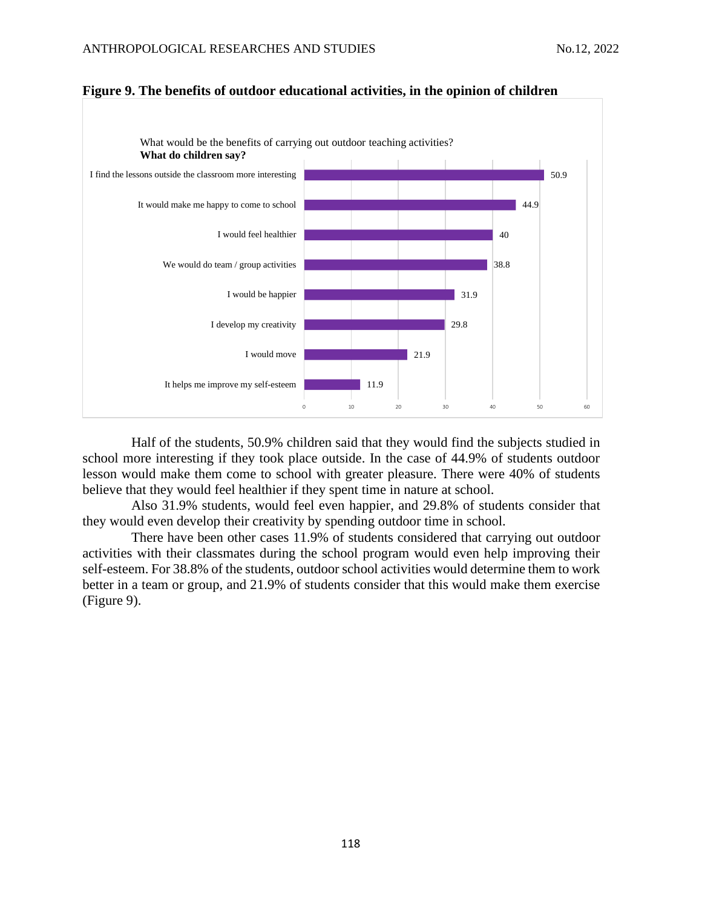**Figure 9. The benefits of outdoor educational activities, in the opinion of children**

What would be the benefits of carrying out outdoor teaching activities?
**What do children say?**

I find the lessons outside the classroom more interesting 50.9
It would make me happy to come to school 44.9
I would feel healthier 40
We would do team / group activities 38.8
I would be happier 31.9
I develop my creativity 29.8
I would move 21.9
It helps me improve my self-esteem 11.9

0 10 20 30 40 50 60

Half of the students, 50.9% children said that they would find the subjects studied in school more interesting if they took place outside. In the case of 44.9% of students outdoor lesson would make them come to school with greater pleasure. There were 40% of students believe that they would feel healthier if they spent time in nature at school.

Also 31.9% students, would feel even happier, and 29.8% of students consider that they would even develop their creativity by spending outdoor time in school.

There have been other cases 11.9% of students considered that carrying out outdoor activities with their classmates during the school program would even help improving their self-esteem. For 38.8% of the students, outdoor school activities would determine them to work better in a team or group, and 21.9% of students consider that this would make them exercise (Figure 9).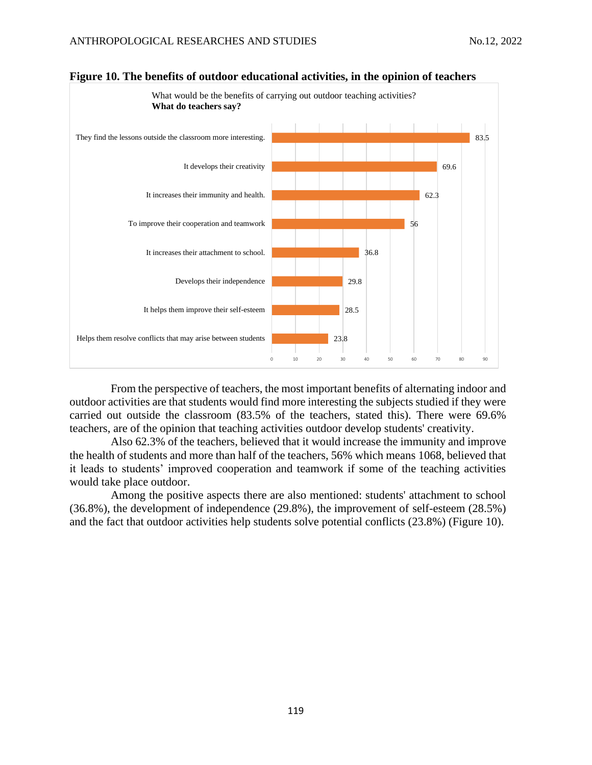**Figure 10. The benefits of outdoor educational activities, in the opinion of teachers**

What would be the benefits of carrying out outdoor teaching activities?
**What do teachers say?**

They find the lessons outside the classroom more interesting. 83.5
It develops their creativity 69.6
It increases their immunity and health. 62.3
To improve their cooperation and teamwork 56
It increases their attachment to school. 36.8
Develops their independence 29.8
It helps them improve their self-esteem 28.5
Helps them resolve conflicts that may arise between students 23.8

0 10 20 30 40 50 60 70 80 90

From the perspective of teachers, the most important benefits of alternating indoor and outdoor activities are that students would find more interesting the subjects studied if they were carried out outside the classroom (83.5% of the teachers, stated this). There were 69.6% teachers, are of the opinion that teaching activities outdoor develop students' creativity.

Also 62.3% of the teachers, believed that it would increase the immunity and improve the health of students and more than half of the teachers, 56% which means 1068, believed that it leads to students' improved cooperation and teamwork if some of the teaching activities would take place outdoor.

Among the positive aspects there are also mentioned: students' attachment to school (36.8%), the development of independence (29.8%), the improvement of self-esteem (28.5%) and the fact that outdoor activities help students solve potential conflicts (23.8%) (Figure 10).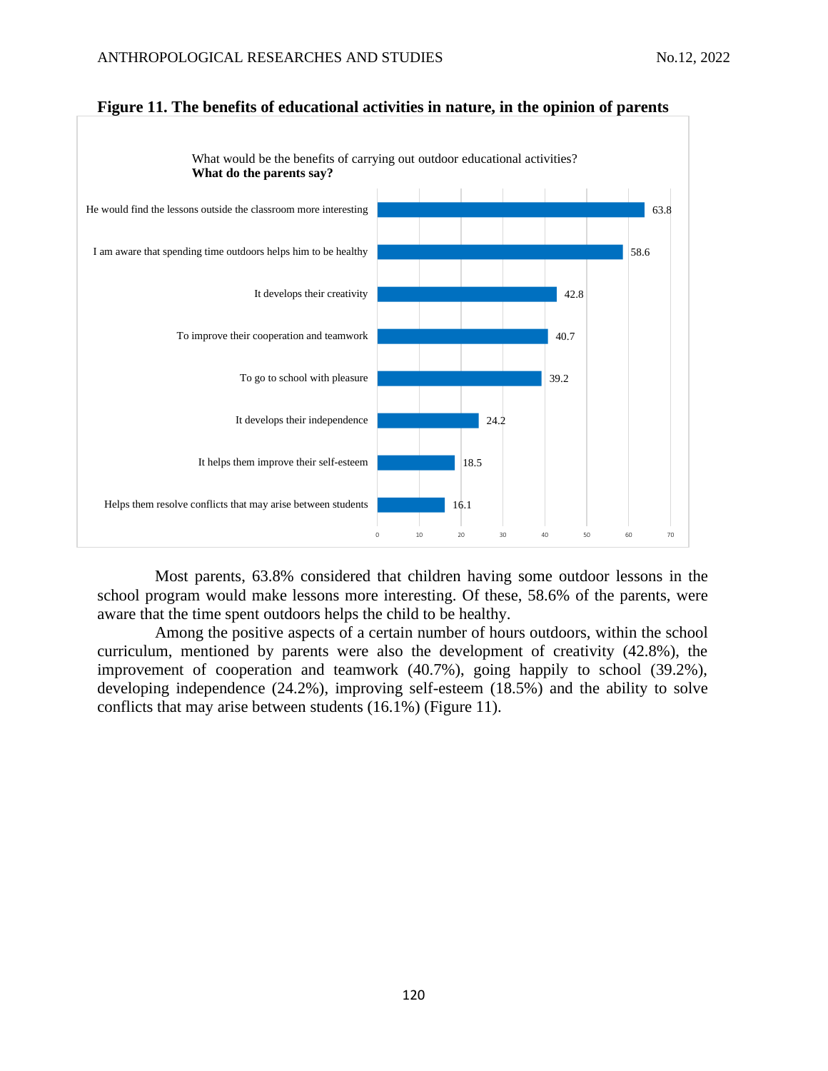**Figure 11. The benefits of educational activities in nature, in the opinion of parents**

What would be the benefits of carrying out outdoor educational activities?
**What do the parents say?**

He would find the lessons outside the classroom more interesting 63.8
I am aware that spending time outdoors helps him to be healthy 58.6
It develops their creativity 42.8
To improve their cooperation and teamwork 40.7
To go to school with pleasure 39.2
It develops their independence 24.2
It helps them improve their self-esteem 18.5
Helps them resolve conflicts that may arise between students 16.1

0 10 20 30 40 50 60 70

Most parents, 63.8% considered that children having some outdoor lessons in the school program would make lessons more interesting. Of these, 58.6% of the parents, were aware that the time spent outdoors helps the child to be healthy.

Among the positive aspects of a certain number of hours outdoors, within the school curriculum, mentioned by parents were also the development of creativity (42.8%), the improvement of cooperation and teamwork (40.7%), going happily to school (39.2%), developing independence (24.2%), improving self-esteem (18.5%) and the ability to solve conflicts that may arise between students (16.1%) (Figure 11).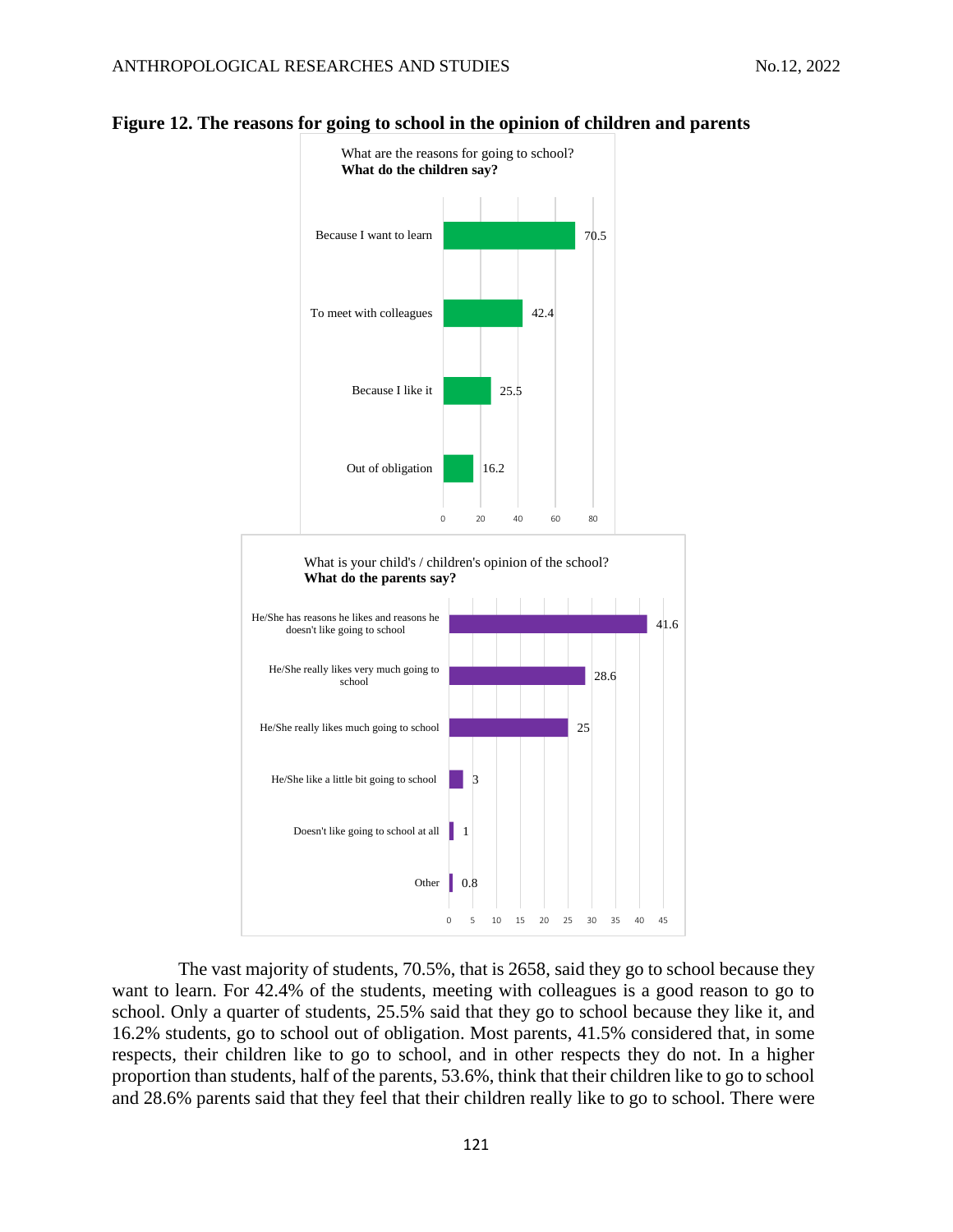**Figure 12. The reasons for going to school in the opinion of children and parents**

What are the reasons for going to school?
**What do the children say?**

Because I want to learn 70.5
To meet with colleagues 42.4
Because I like it 25.5
Out of obligation 16.2

0 20 40 60 80

What is your child's / children's opinion of the school?
**What do the parents say?**

He/She has reasons he likes and reasons he doesn't like going to school 41.6
He/She really likes very much going to school 28.6
He/She really likes much going to school 25
He/She like a little bit going to school 3
Doesn't like going to school at all 1
Other 0.8

0 5 10 15 20 25 30 35 40 45

The vast majority of students, 70.5%, that is 2658, said they go to school because they want to learn. For 42.4% of the students, meeting with colleagues is a good reason to go to school. Only a quarter of students, 25.5% said that they go to school because they like it, and 16.2% students, go to school out of obligation. Most parents, 41.5% considered that, in some respects, their children like to go to school, and in other respects they do not. In a higher proportion than students, half of the parents, 53.6%, think that their children like to go to school and 28.6% parents said that they feel that their children really like to go to school. There were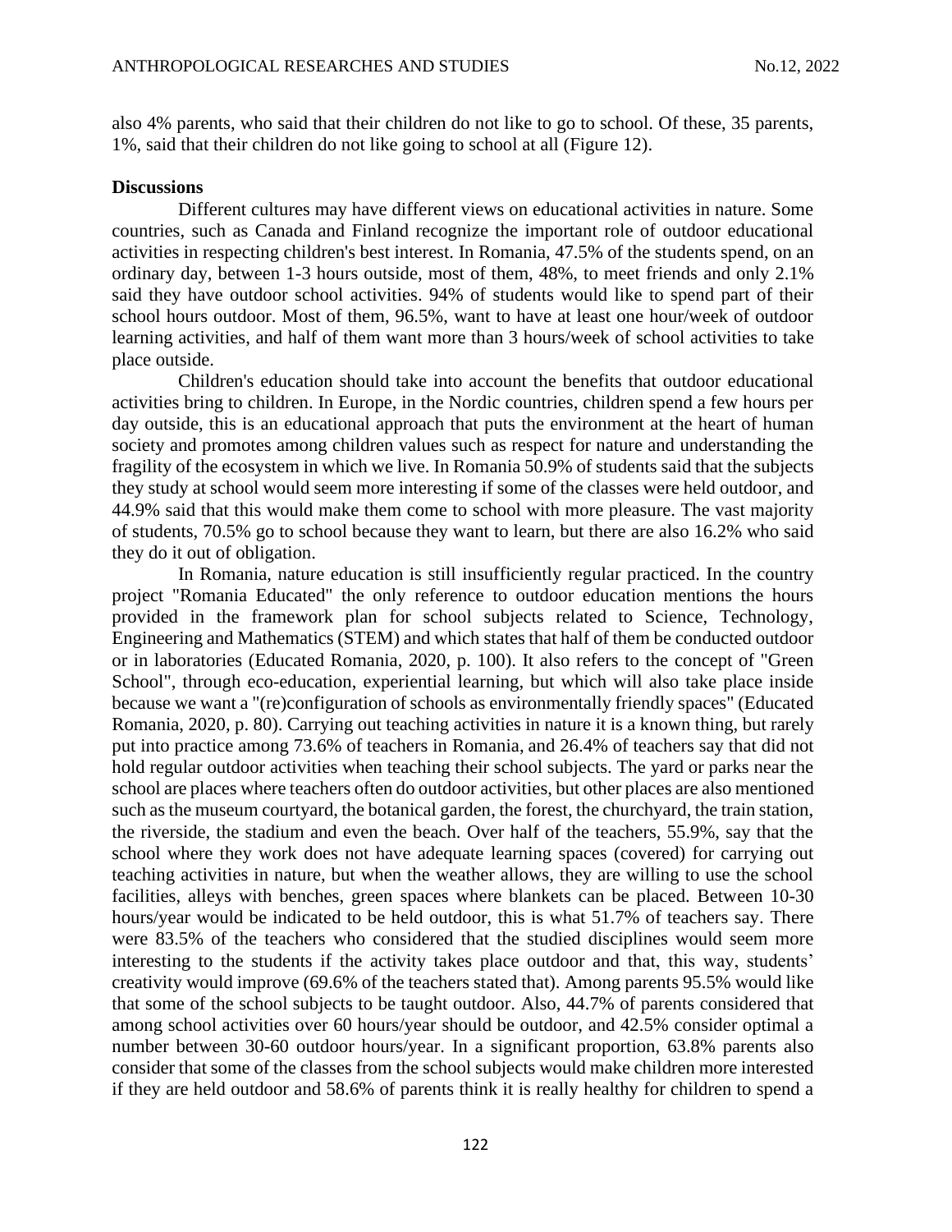also 4% parents, who said that their children do not like to go to school. Of these, 35 parents, 1%, said that their children do not like going to school at all (Figure 12).

**Discussions**

Different cultures may have different views on educational activities in nature. Some countries, such as Canada and Finland recognize the important role of outdoor educational activities in respecting children's best interest. In Romania, 47.5% of the students spend, on an ordinary day, between 1-3 hours outside, most of them, 48%, to meet friends and only 2.1% said they have outdoor school activities. 94% of students would like to spend part of their school hours outdoor. Most of them, 96.5%, want to have at least one hour/week of outdoor learning activities, and half of them want more than 3 hours/week of school activities to take place outside.

Children's education should take into account the benefits that outdoor educational activities bring to children. In Europe, in the Nordic countries, children spend a few hours per day outside, this is an educational approach that puts the environment at the heart of human society and promotes among children values such as respect for nature and understanding the fragility of the ecosystem in which we live. In Romania 50.9% of students said that the subjects they study at school would seem more interesting if some of the classes were held outdoor, and 44.9% said that this would make them come to school with more pleasure. The vast majority of students, 70.5% go to school because they want to learn, but there are also 16.2% who said they do it out of obligation.

In Romania, nature education is still insufficiently regular practiced. In the country project "Romania Educated" the only reference to outdoor education mentions the hours provided in the framework plan for school subjects related to Science, Technology, Engineering and Mathematics (STEM) and which states that half of them be conducted outdoor or in laboratories (Educated Romania, 2020, p. 100). It also refers to the concept of "Green School", through eco-education, experiential learning, but which will also take place inside because we want a "(re)configuration of schools as environmentally friendly spaces" (Educated Romania, 2020, p. 80). Carrying out teaching activities in nature it is a known thing, but rarely put into practice among 73.6% of teachers in Romania, and 26.4% of teachers say that did not hold regular outdoor activities when teaching their school subjects. The yard or parks near the school are places where teachers often do outdoor activities, but other places are also mentioned such as the museum courtyard, the botanical garden, the forest, the churchyard, the train station, the riverside, the stadium and even the beach. Over half of the teachers, 55.9%, say that the school where they work does not have adequate learning spaces (covered) for carrying out teaching activities in nature, but when the weather allows, they are willing to use the school facilities, alleys with benches, green spaces where blankets can be placed. Between 10-30 hours/year would be indicated to be held outdoor, this is what 51.7% of teachers say. There were 83.5% of the teachers who considered that the studied disciplines would seem more interesting to the students if the activity takes place outdoor and that, this way, students' creativity would improve (69.6% of the teachers stated that). Among parents 95.5% would like that some of the school subjects to be taught outdoor. Also, 44.7% of parents considered that among school activities over 60 hours/year should be outdoor, and 42.5% consider optimal a number between 30-60 outdoor hours/year. In a significant proportion, 63.8% parents also consider that some of the classes from the school subjects would make children more interested if they are held outdoor and 58.6% of parents think it is really healthy for children to spend a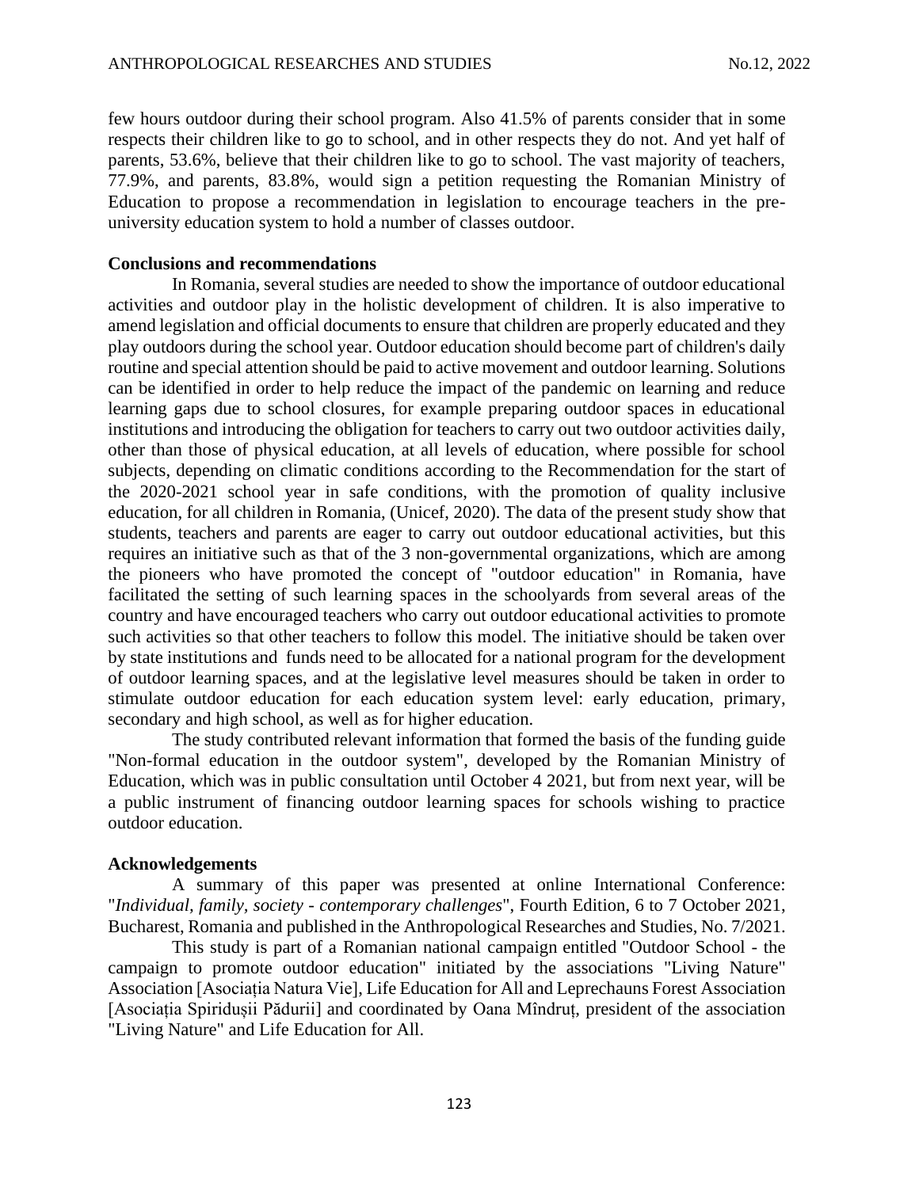few hours outdoor during their school program. Also 41.5% of parents consider that in some respects their children like to go to school, and in other respects they do not. And yet half of parents, 53.6%, believe that their children like to go to school. The vast majority of teachers, 77.9%, and parents, 83.8%, would sign a petition requesting the Romanian Ministry of Education to propose a recommendation in legislation to encourage teachers in the pre-university education system to hold a number of classes outdoor.

**Conclusions and recommendations**

In Romania, several studies are needed to show the importance of outdoor educational activities and outdoor play in the holistic development of children. It is also imperative to amend legislation and official documents to ensure that children are properly educated and they play outdoors during the school year. Outdoor education should become part of children's daily routine and special attention should be paid to active movement and outdoor learning. Solutions can be identified in order to help reduce the impact of the pandemic on learning and reduce learning gaps due to school closures, for example preparing outdoor spaces in educational institutions and introducing the obligation for teachers to carry out two outdoor activities daily, other than those of physical education, at all levels of education, where possible for school subjects, depending on climatic conditions according to the Recommendation for the start of the 2020-2021 school year in safe conditions, with the promotion of quality inclusive education, for all children in Romania, (Unicef, 2020). The data of the present study show that students, teachers and parents are eager to carry out outdoor educational activities, but this requires an initiative such as that of the 3 non-governmental organizations, which are among the pioneers who have promoted the concept of "outdoor education" in Romania, have facilitated the setting of such learning spaces in the schoolyards from several areas of the country and have encouraged teachers who carry out outdoor educational activities to promote such activities so that other teachers to follow this model. The initiative should be taken over by state institutions and funds need to be allocated for a national program for the development of outdoor learning spaces, and at the legislative level measures should be taken in order to stimulate outdoor education for each education system level: early education, primary, secondary and high school, as well as for higher education.

The study contributed relevant information that formed the basis of the funding guide "Non-formal education in the outdoor system", developed by the Romanian Ministry of Education, which was in public consultation until October 4 2021, but from next year, will be a public instrument of financing outdoor learning spaces for schools wishing to practice outdoor education.

**Acknowledgements**

A summary of this paper was presented at online International Conference: "*Individual, family, society - contemporary challenges*", Fourth Edition, 6 to 7 October 2021, Bucharest, Romania and published in the Anthropological Researches and Studies, No. 7/2021.

This study is part of a Romanian national campaign entitled "Outdoor School - the campaign to promote outdoor education" initiated by the associations "Living Nature" Association [Asociația Natura Vie], Life Education for All and Leprechauns Forest Association [Asociația Spiridușii Pădurii] and coordinated by Oana Mîndruț, president of the association "Living Nature" and Life Education for All.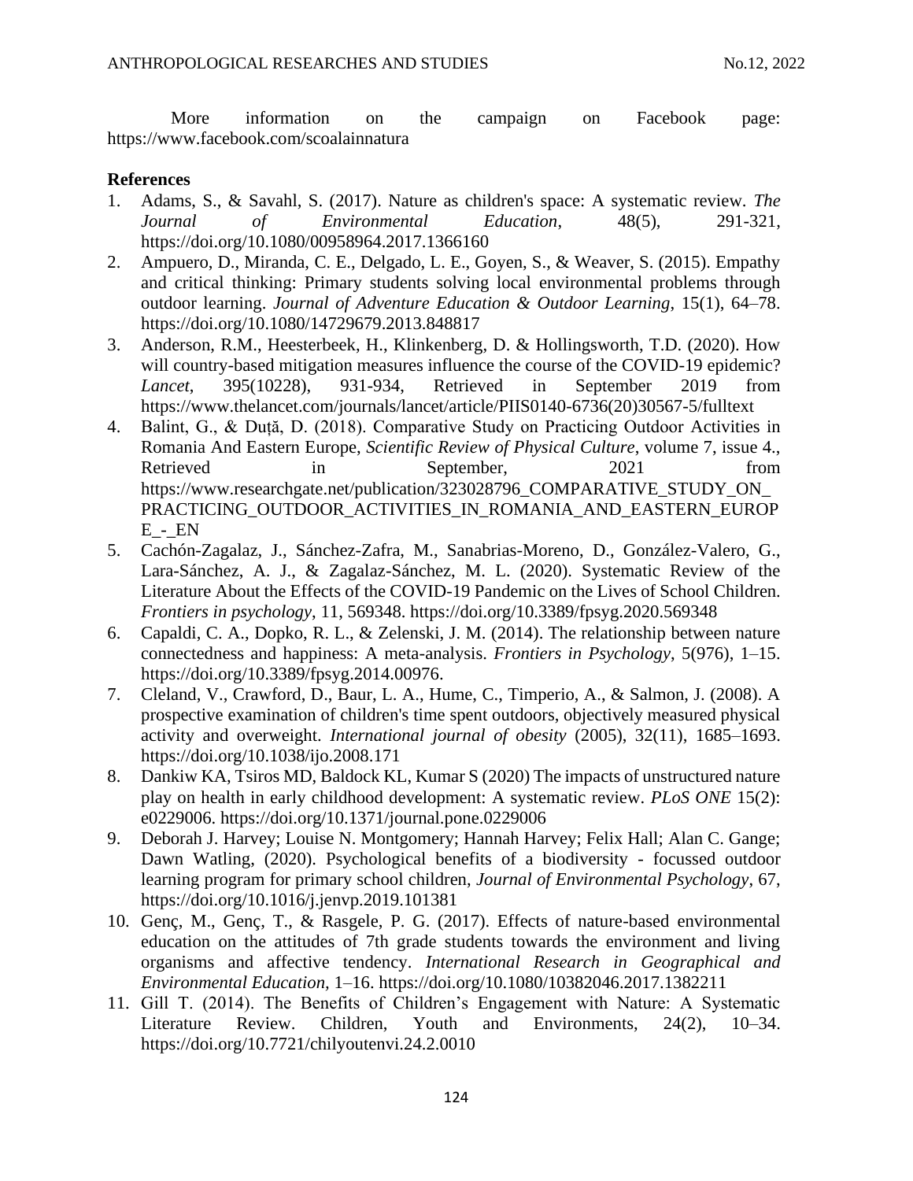More information on the campaign on Facebook page: https://www.facebook.com/scoalainnatura

**References**

1. Adams, S., & Savahl, S. (2017). Nature as children's space: A systematic review. *The Journal of Environmental Education*, 48(5), 291-321, https://doi.org/10.1080/00958964.2017.1366160
2. Ampuero, D., Miranda, C. E., Delgado, L. E., Goyen, S., & Weaver, S. (2015). Empathy and critical thinking: Primary students solving local environmental problems through outdoor learning. *Journal of Adventure Education & Outdoor Learning*, 15(1), 64–78. https://doi.org/10.1080/14729679.2013.848817
3. Anderson, R.M., Heesterbeek, H., Klinkenberg, D. & Hollingsworth, T.D. (2020). How will country-based mitigation measures influence the course of the COVID-19 epidemic? *Lancet*, 395(10228), 931-934, Retrieved in September 2019 from https://www.thelancet.com/journals/lancet/article/PIIS0140-6736(20)30567-5/fulltext
4. Balint, G., & Duță, D. (2018). Comparative Study on Practicing Outdoor Activities in Romania And Eastern Europe, *Scientific Review of Physical Culture*, volume 7, issue 4., Retrieved in September, 2021 from https://www.researchgate.net/publication/323028796_COMPARATIVE_STUDY_ON_PRACTICING_OUTDOOR_ACTIVITIES_IN_ROMANIA_AND_EASTERN_EUROPE_-_EN
5. Cachón-Zagalaz, J., Sánchez-Zafra, M., Sanabrias-Moreno, D., González-Valero, G., Lara-Sánchez, A. J., & Zagalaz-Sánchez, M. L. (2020). Systematic Review of the Literature About the Effects of the COVID-19 Pandemic on the Lives of School Children. *Frontiers in psychology*, 11, 569348. https://doi.org/10.3389/fpsyg.2020.569348
6. Capaldi, C. A., Dopko, R. L., & Zelenski, J. M. (2014). The relationship between nature connectedness and happiness: A meta-analysis. *Frontiers in Psychology*, 5(976), 1–15. https://doi.org/10.3389/fpsyg.2014.00976.
7. Cleland, V., Crawford, D., Baur, L. A., Hume, C., Timperio, A., & Salmon, J. (2008). A prospective examination of children's time spent outdoors, objectively measured physical activity and overweight. *International journal of obesity* (2005), 32(11), 1685–1693. https://doi.org/10.1038/ijo.2008.171
8. Dankiw KA, Tsiros MD, Baldock KL, Kumar S (2020) The impacts of unstructured nature play on health in early childhood development: A systematic review. *PLoS ONE* 15(2): e0229006. https://doi.org/10.1371/journal.pone.0229006
9. Deborah J. Harvey; Louise N. Montgomery; Hannah Harvey; Felix Hall; Alan C. Gange; Dawn Watling, (2020). Psychological benefits of a biodiversity - focussed outdoor learning program for primary school children, *Journal of Environmental Psychology*, 67, https://doi.org/10.1016/j.jenvp.2019.101381
10. Genç, M., Genç, T., & Rasgele, P. G. (2017). Effects of nature-based environmental education on the attitudes of 7th grade students towards the environment and living organisms and affective tendency. *International Research in Geographical and Environmental Education,* 1–16. https://doi.org/10.1080/10382046.2017.1382211
11. Gill T. (2014). The Benefits of Children's Engagement with Nature: A Systematic Literature Review. Children, Youth and Environments, 24(2), 10–34. https://doi.org/10.7721/chilyoutenvi.24.2.0010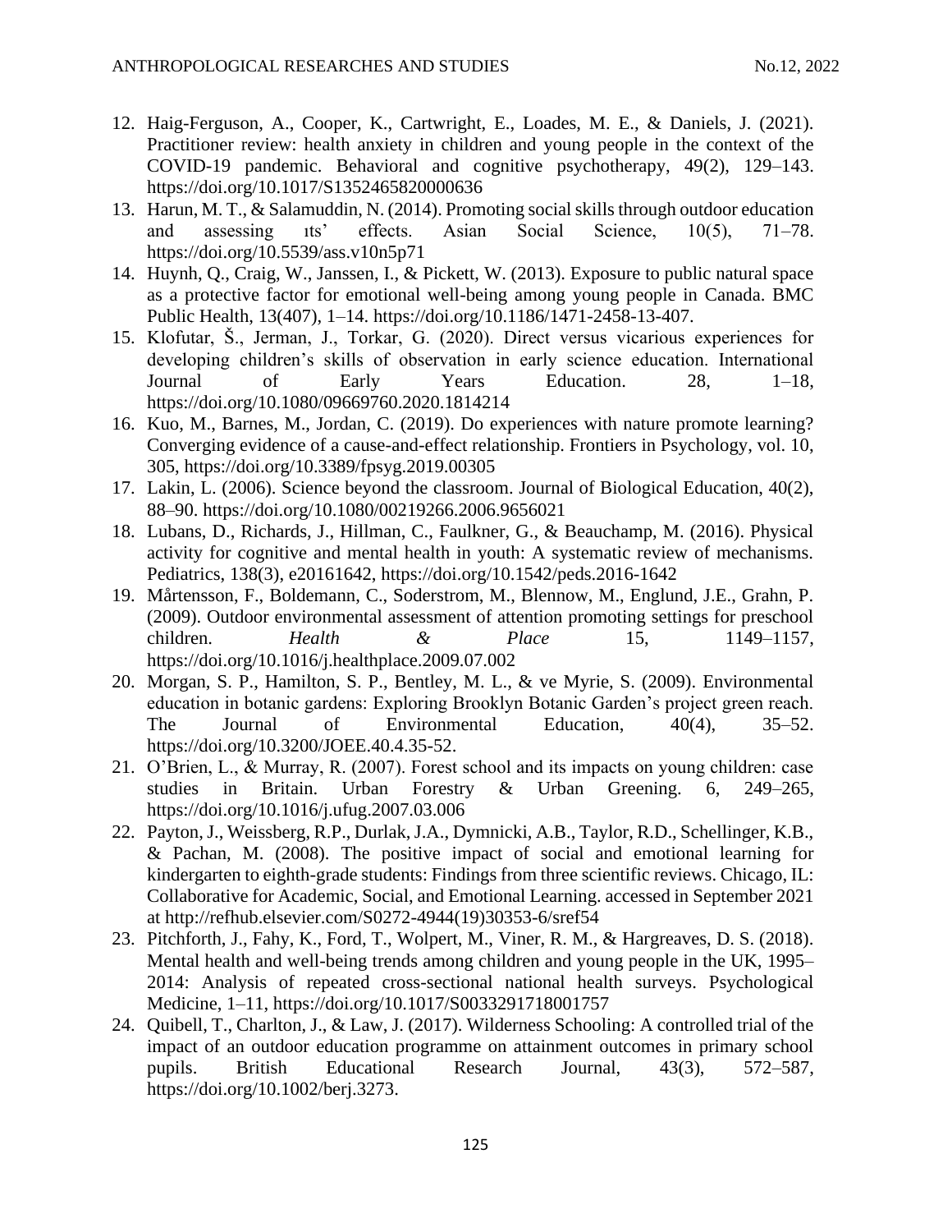12. Haig-Ferguson, A., Cooper, K., Cartwright, E., Loades, M. E., & Daniels, J. (2021). Practitioner review: health anxiety in children and young people in the context of the COVID-19 pandemic. Behavioral and cognitive psychotherapy, 49(2), 129–143. https://doi.org/10.1017/S1352465820000636
13. Harun, M. T., & Salamuddin, N. (2014). Promoting social skills through outdoor education and assessing ıts' effects. Asian Social Science, 10(5), 71–78. https://doi.org/10.5539/ass.v10n5p71
14. Huynh, Q., Craig, W., Janssen, I., & Pickett, W. (2013). Exposure to public natural space as a protective factor for emotional well-being among young people in Canada. BMC Public Health, 13(407), 1–14. https://doi.org/10.1186/1471-2458-13-407.
15. Klofutar, Š., Jerman, J., Torkar, G. (2020). Direct versus vicarious experiences for developing children's skills of observation in early science education. International Journal of Early Years Education. 28, 1–18, https://doi.org/10.1080/09669760.2020.1814214
16. Kuo, M., Barnes, M., Jordan, C. (2019). Do experiences with nature promote learning? Converging evidence of a cause-and-effect relationship. Frontiers in Psychology, vol. 10, 305, https://doi.org/10.3389/fpsyg.2019.00305
17. Lakin, L. (2006). Science beyond the classroom. Journal of Biological Education, 40(2), 88–90. https://doi.org/10.1080/00219266.2006.9656021
18. Lubans, D., Richards, J., Hillman, C., Faulkner, G., & Beauchamp, M. (2016). Physical activity for cognitive and mental health in youth: A systematic review of mechanisms. Pediatrics, 138(3), e20161642, https://doi.org/10.1542/peds.2016-1642
19. Mårtensson, F., Boldemann, C., Soderstrom, M., Blennow, M., Englund, J.E., Grahn, P. (2009). Outdoor environmental assessment of attention promoting settings for preschool children. *Health & Place* 15, 1149–1157, https://doi.org/10.1016/j.healthplace.2009.07.002
20. Morgan, S. P., Hamilton, S. P., Bentley, M. L., & ve Myrie, S. (2009). Environmental education in botanic gardens: Exploring Brooklyn Botanic Garden's project green reach. The Journal of Environmental Education, 40(4), 35–52. https://doi.org/10.3200/JOEE.40.4.35-52.
21. O'Brien, L., & Murray, R. (2007). Forest school and its impacts on young children: case studies in Britain. Urban Forestry & Urban Greening. 6, 249–265, https://doi.org/10.1016/j.ufug.2007.03.006
22. Payton, J., Weissberg, R.P., Durlak, J.A., Dymnicki, A.B., Taylor, R.D., Schellinger, K.B., & Pachan, M. (2008). The positive impact of social and emotional learning for kindergarten to eighth-grade students: Findings from three scientific reviews. Chicago, IL: Collaborative for Academic, Social, and Emotional Learning. accessed in September 2021 at http://refhub.elsevier.com/S0272-4944(19)30353-6/sref54
23. Pitchforth, J., Fahy, K., Ford, T., Wolpert, M., Viner, R. M., & Hargreaves, D. S. (2018). Mental health and well-being trends among children and young people in the UK, 1995–2014: Analysis of repeated cross-sectional national health surveys. Psychological Medicine, 1–11, https://doi.org/10.1017/S0033291718001757
24. Quibell, T., Charlton, J., & Law, J. (2017). Wilderness Schooling: A controlled trial of the impact of an outdoor education programme on attainment outcomes in primary school pupils. British Educational Research Journal, 43(3), 572–587, https://doi.org/10.1002/berj.3273.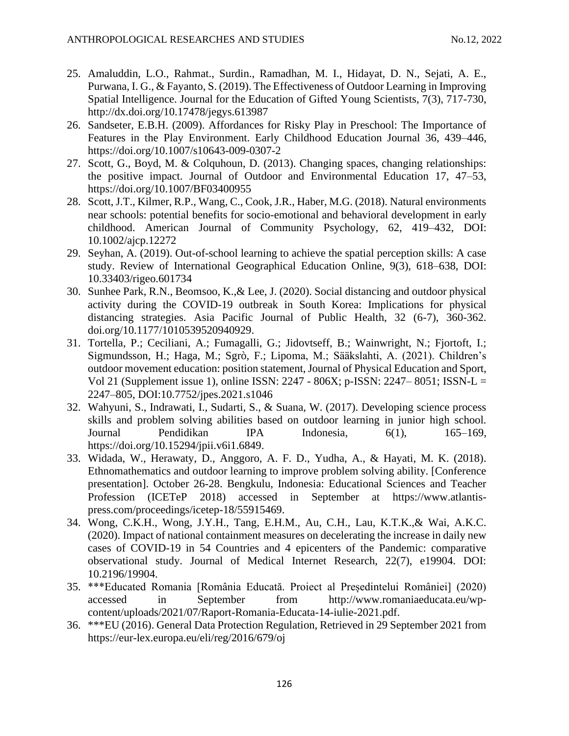25. Amaluddin, L.O., Rahmat., Surdin., Ramadhan, M. I., Hidayat, D. N., Sejati, A. E., Purwana, I. G., & Fayanto, S. (2019). The Effectiveness of Outdoor Learning in Improving Spatial Intelligence. Journal for the Education of Gifted Young Scientists, 7(3), 717-730, http://dx.doi.org/10.17478/jegys.613987
26. Sandseter, E.B.H. (2009). Affordances for Risky Play in Preschool: The Importance of Features in the Play Environment. Early Childhood Education Journal 36, 439–446, https://doi.org/10.1007/s10643-009-0307-2
27. Scott, G., Boyd, M. & Colquhoun, D. (2013). Changing spaces, changing relationships: the positive impact. Journal of Outdoor and Environmental Education 17, 47–53, https://doi.org/10.1007/BF03400955
28. Scott, J.T., Kilmer, R.P., Wang, C., Cook, J.R., Haber, M.G. (2018). Natural environments near schools: potential benefits for socio-emotional and behavioral development in early childhood. American Journal of Community Psychology, 62, 419–432, DOI: 10.1002/ajcp.12272
29. Seyhan, A. (2019). Out-of-school learning to achieve the spatial perception skills: A case study. Review of International Geographical Education Online, 9(3), 618–638, DOI: 10.33403/rigeo.601734
30. Sunhee Park, R.N., Beomsoo, K.,& Lee, J. (2020). Social distancing and outdoor physical activity during the COVID-19 outbreak in South Korea: Implications for physical distancing strategies. Asia Pacific Journal of Public Health, 32 (6-7), 360-362. doi.org/10.1177/1010539520940929.
31. Tortella, P.; Ceciliani, A.; Fumagalli, G.; Jidovtseff, B.; Wainwright, N.; Fjortoft, I.; Sigmundsson, H.; Haga, M.; Sgrò, F.; Lipoma, M.; Sääkslahti, A. (2021). Children's outdoor movement education: position statement, Journal of Physical Education and Sport, Vol 21 (Supplement issue 1), online ISSN: 2247 - 806X; p-ISSN: 2247– 8051; ISSN-L = 2247–805, DOI:10.7752/jpes.2021.s1046
32. Wahyuni, S., Indrawati, I., Sudarti, S., & Suana, W. (2017). Developing science process skills and problem solving abilities based on outdoor learning in junior high school. Journal Pendidikan IPA Indonesia, 6(1), 165–169, https://doi.org/10.15294/jpii.v6i1.6849.
33. Widada, W., Herawaty, D., Anggoro, A. F. D., Yudha, A., & Hayati, M. K. (2018). Ethnomathematics and outdoor learning to improve problem solving ability. [Conference presentation]. October 26-28. Bengkulu, Indonesia: Educational Sciences and Teacher Profession (ICETeP 2018) accessed in September at https://www.atlantis-press.com/proceedings/icetep-18/55915469.
34. Wong, C.K.H., Wong, J.Y.H., Tang, E.H.M., Au, C.H., Lau, K.T.K.,& Wai, A.K.C. (2020). Impact of national containment measures on decelerating the increase in daily new cases of COVID-19 in 54 Countries and 4 epicenters of the Pandemic: comparative observational study. Journal of Medical Internet Research, 22(7), e19904. DOI: 10.2196/19904.
35. ***Educated Romania [România Educată. Proiect al Președintelui României] (2020) accessed in September from http://www.romaniaeducata.eu/wp-content/uploads/2021/07/Raport-Romania-Educata-14-iulie-2021.pdf.
36. ***EU (2016). General Data Protection Regulation, Retrieved in 29 September 2021 from https://eur-lex.europa.eu/eli/reg/2016/679/oj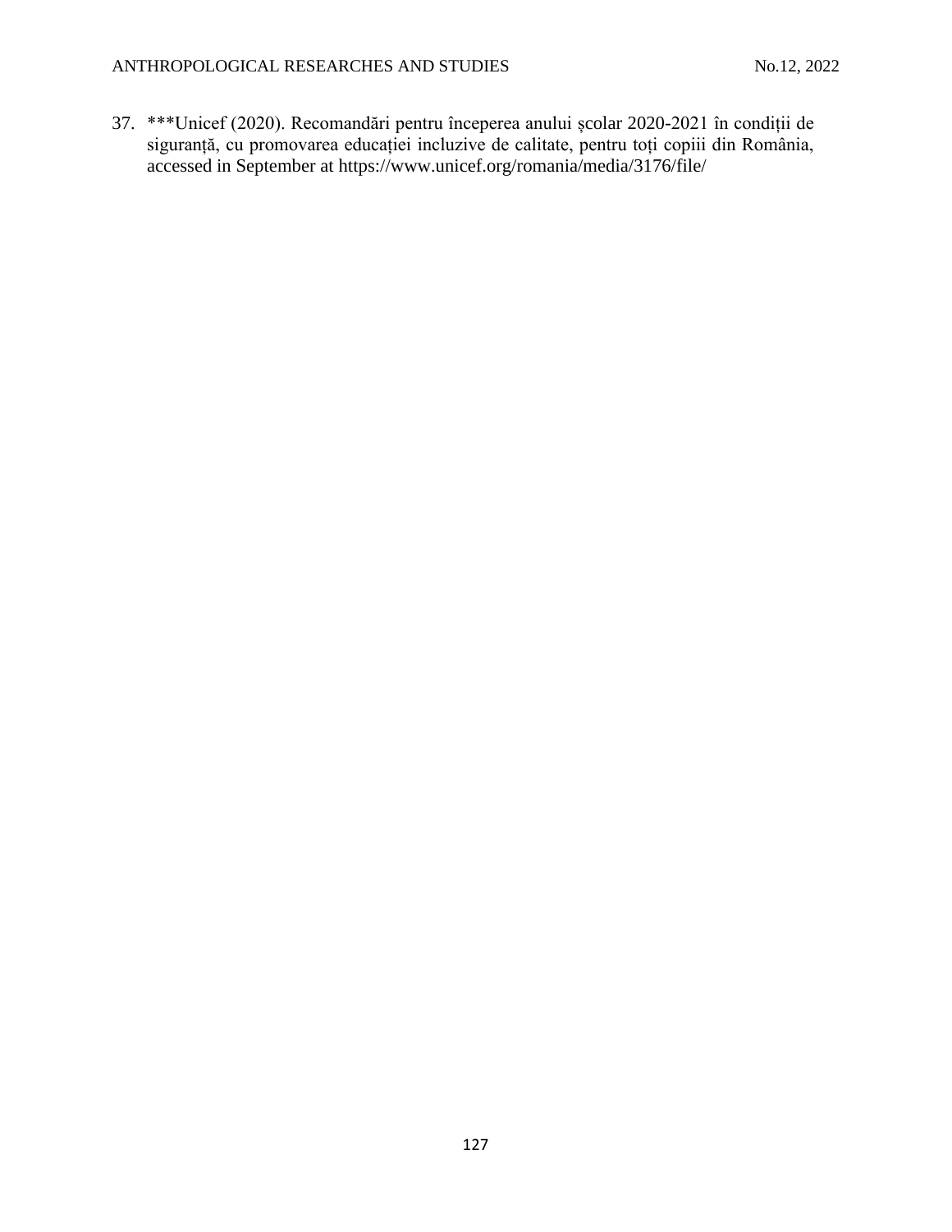37. ***Unicef (2020). Recomandări pentru începerea anului școlar 2020-2021 în condiții de siguranță, cu promovarea educației incluzive de calitate, pentru toți copiii din România, accessed in September at https://www.unicef.org/romania/media/3176/file/